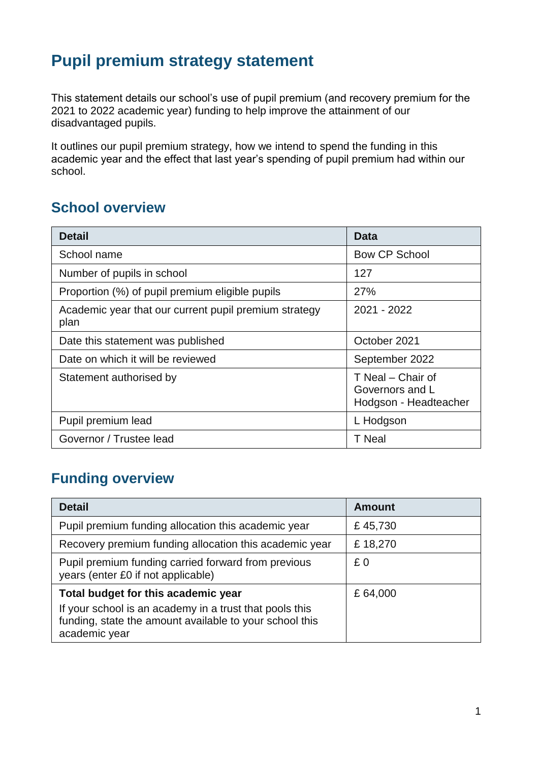# Pupil premium strategy statement

This statement details our school's use of pupil premium (and recovery premium for the 2021 to 2022 academic year) funding to help improve the attainment of our disadvantaged pupils.

It outlines our pupil premium strategy, how we intend to spend the funding in this academic year and the effect that last year's spending of pupil premium had within our school.

## School overview

| Detail | Data |
|---|---|
| School name | Bow CP School |
| Number of pupils in school | 127 |
| Proportion (%) of pupil premium eligible pupils | 27% |
| Academic year that our current pupil premium strategy plan | 2021 - 2022 |
| Date this statement was published | October 2021 |
| Date on which it will be reviewed | September 2022 |
| Statement authorised by | T Neal – Chair of Governors and L Hodgson - Headteacher |
| Pupil premium lead | L Hodgson |
| Governor / Trustee lead | T Neal |

## Funding overview

| Detail | Amount |
|---|---|
| Pupil premium funding allocation this academic year | £ 45,730 |
| Recovery premium funding allocation this academic year | £ 18,270 |
| Pupil premium funding carried forward from previous years (enter £0 if not applicable) | £ 0 |
| **Total budget for this academic year** If your school is an academy in a trust that pools this funding, state the amount available to your school this academic year | £ 64,000 |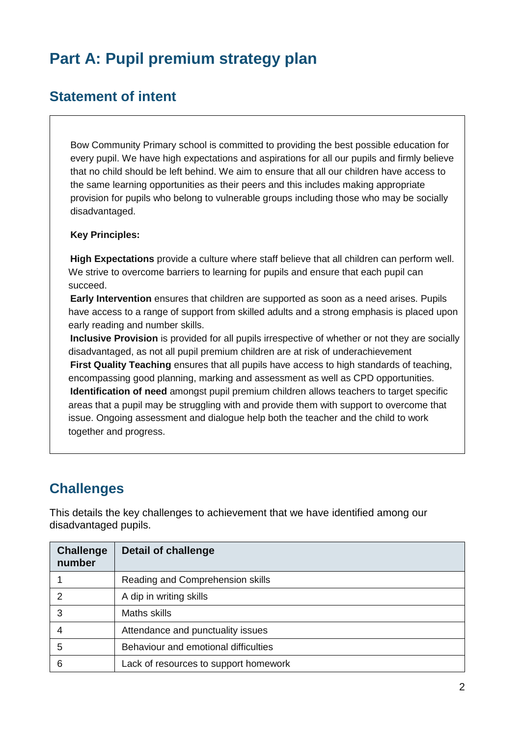# Part A: Pupil premium strategy plan

## Statement of intent

Bow Community Primary school is committed to providing the best possible education for every pupil. We have high expectations and aspirations for all our pupils and firmly believe that no child should be left behind. We aim to ensure that all our children have access to the same learning opportunities as their peers and this includes making appropriate provision for pupils who belong to vulnerable groups including those who may be socially disadvantaged.

**Key Principles:**

**High Expectations** provide a culture where staff believe that all children can perform well. We strive to overcome barriers to learning for pupils and ensure that each pupil can succeed.

**Early Intervention** ensures that children are supported as soon as a need arises. Pupils have access to a range of support from skilled adults and a strong emphasis is placed upon early reading and number skills.

**Inclusive Provision** is provided for all pupils irrespective of whether or not they are socially disadvantaged, as not all pupil premium children are at risk of underachievement

**First Quality Teaching** ensures that all pupils have access to high standards of teaching, encompassing good planning, marking and assessment as well as CPD opportunities.

**Identification of need** amongst pupil premium children allows teachers to target specific areas that a pupil may be struggling with and provide them with support to overcome that issue. Ongoing assessment and dialogue help both the teacher and the child to work together and progress.

## Challenges

This details the key challenges to achievement that we have identified among our disadvantaged pupils.

| Challenge number | Detail of challenge |
|---|---|
| 1 | Reading and Comprehension skills |
| 2 | A dip in writing skills |
| 3 | Maths skills |
| 4 | Attendance and punctuality issues |
| 5 | Behaviour and emotional difficulties |
| 6 | Lack of resources to support homework |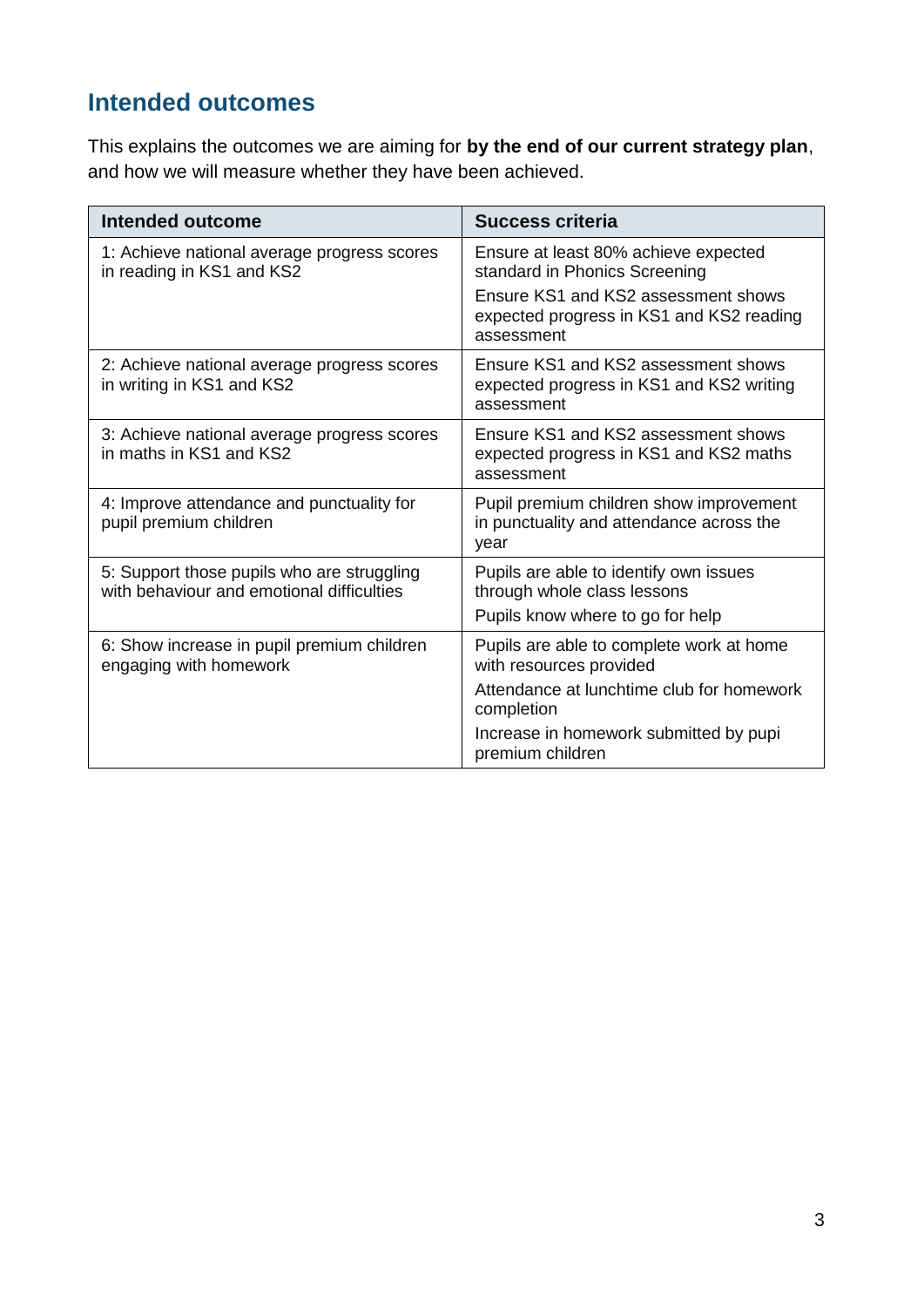## Intended outcomes

This explains the outcomes we are aiming for **by the end of our current strategy plan**, and how we will measure whether they have been achieved.

| Intended outcome | Success criteria |
|---|---|
| 1: Achieve national average progress scores in reading in KS1 and KS2 | Ensure at least 80% achieve expected standard in Phonics Screening<br>Ensure KS1 and KS2 assessment shows expected progress in KS1 and KS2 reading assessment |
| 2: Achieve national average progress scores in writing in KS1 and KS2 | Ensure KS1 and KS2 assessment shows expected progress in KS1 and KS2 writing assessment |
| 3: Achieve national average progress scores in maths in KS1 and KS2 | Ensure KS1 and KS2 assessment shows expected progress in KS1 and KS2 maths assessment |
| 4: Improve attendance and punctuality for pupil premium children | Pupil premium children show improvement in punctuality and attendance across the year |
| 5: Support those pupils who are struggling with behaviour and emotional difficulties | Pupils are able to identify own issues through whole class lessons<br>Pupils know where to go for help |
| 6: Show increase in pupil premium children engaging with homework | Pupils are able to complete work at home with resources provided<br>Attendance at lunchtime club for homework completion<br>Increase in homework submitted by pupi premium children |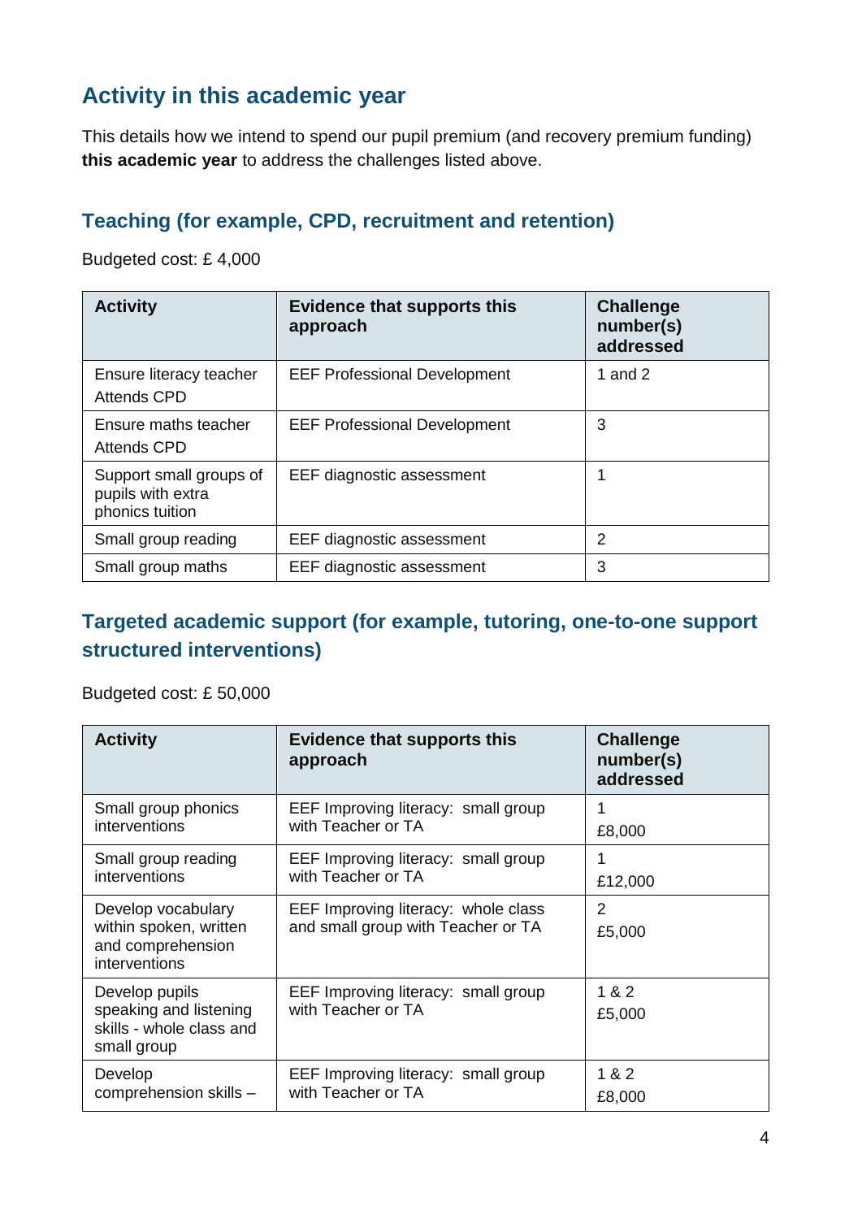## Activity in this academic year

This details how we intend to spend our pupil premium (and recovery premium funding) **this academic year** to address the challenges listed above.

### Teaching (for example, CPD, recruitment and retention)

Budgeted cost: £ 4,000

| Activity | Evidence that supports this approach | Challenge number(s) addressed |
|---|---|---|
| Ensure literacy teacher Attends CPD | EEF Professional Development | 1 and 2 |
| Ensure maths teacher Attends CPD | EEF Professional Development | 3 |
| Support small groups of pupils with extra phonics tuition | EEF diagnostic assessment | 1 |
| Small group reading | EEF diagnostic assessment | 2 |
| Small group maths | EEF diagnostic assessment | 3 |

### Targeted academic support (for example, tutoring, one-to-one support structured interventions)

Budgeted cost: £ 50,000

| Activity | Evidence that supports this approach | Challenge number(s) addressed |
|---|---|---|
| Small group phonics interventions | EEF Improving literacy: small group with Teacher or TA | 1<br>£8,000 |
| Small group reading interventions | EEF Improving literacy: small group with Teacher or TA | 1<br>£12,000 |
| Develop vocabulary within spoken, written and comprehension interventions | EEF Improving literacy: whole class and small group with Teacher or TA | 2<br>£5,000 |
| Develop pupils speaking and listening skills - whole class and small group | EEF Improving literacy: small group with Teacher or TA | 1 & 2<br>£5,000 |
| Develop comprehension skills – | EEF Improving literacy: small group with Teacher or TA | 1 & 2<br>£8,000 |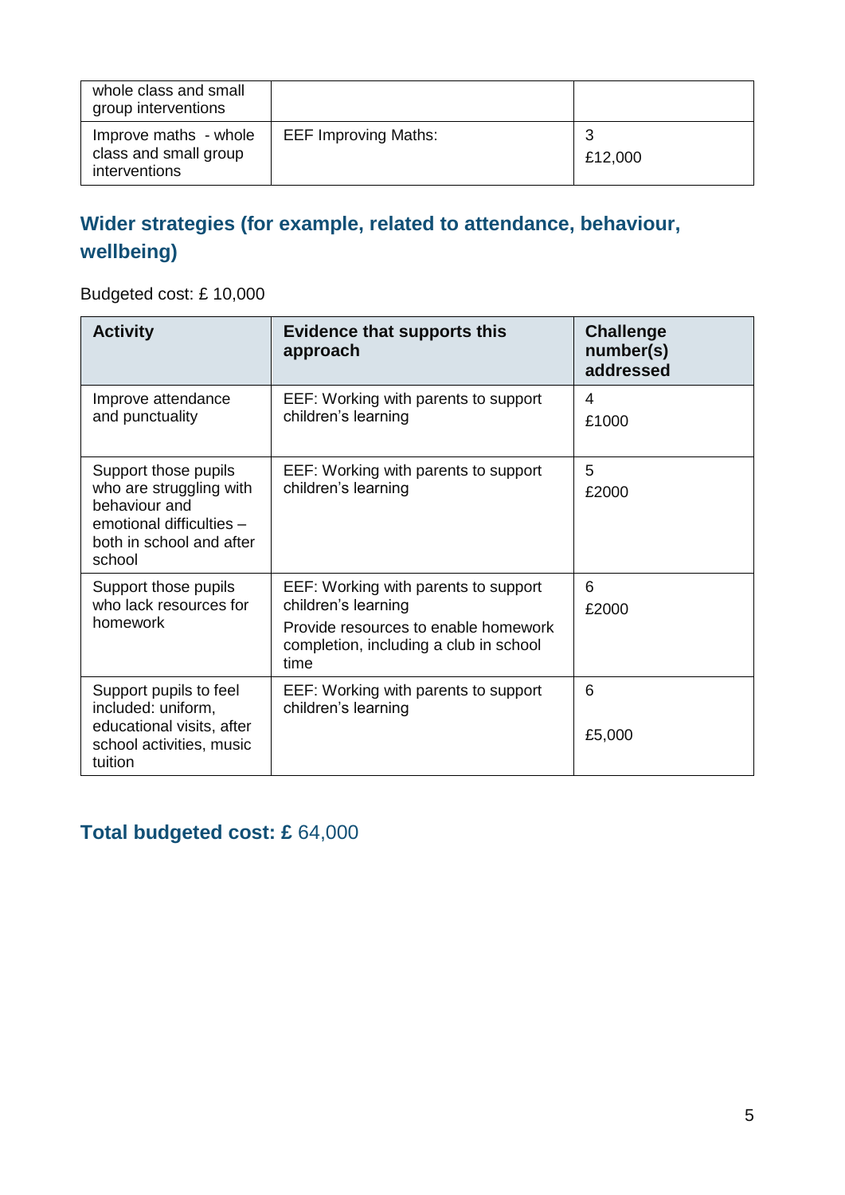| | | |
|---|---|---|
| whole class and small group interventions | | |
| Improve maths - whole class and small group interventions | EEF Improving Maths: | 3<br>£12,000 |

## Wider strategies (for example, related to attendance, behaviour, wellbeing)

Budgeted cost: £ 10,000

| Activity | Evidence that supports this approach | Challenge number(s) addressed |
|---|---|---|
| Improve attendance and punctuality | EEF: Working with parents to support children's learning | 4<br>£1000 |
| Support those pupils who are struggling with behaviour and emotional difficulties – both in school and after school | EEF: Working with parents to support children's learning | 5<br>£2000 |
| Support those pupils who lack resources for homework | EEF: Working with parents to support children's learning<br>Provide resources to enable homework completion, including a club in school time | 6<br>£2000 |
| Support pupils to feel included: uniform, educational visits, after school activities, music tuition | EEF: Working with parents to support children's learning | 6<br><br>£5,000 |

## Total budgeted cost: £ 64,000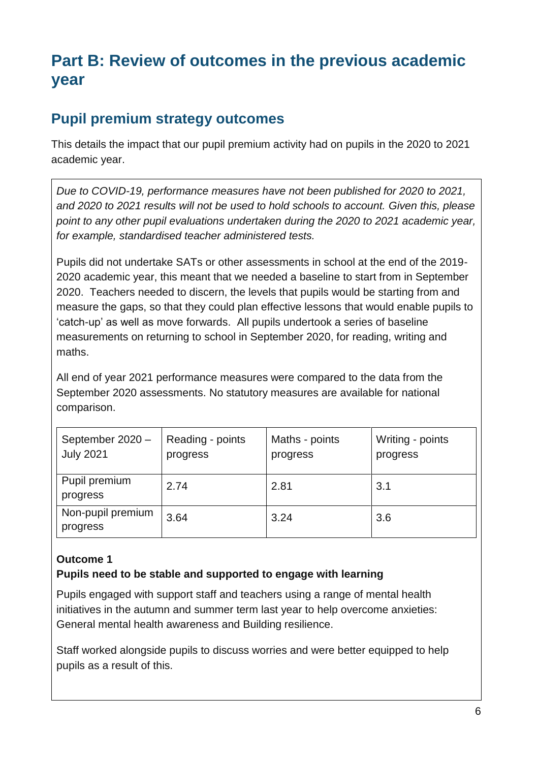# Part B: Review of outcomes in the previous academic year

## Pupil premium strategy outcomes

This details the impact that our pupil premium activity had on pupils in the 2020 to 2021 academic year.

*Due to COVID-19, performance measures have not been published for 2020 to 2021, and 2020 to 2021 results will not be used to hold schools to account. Given this, please point to any other pupil evaluations undertaken during the 2020 to 2021 academic year, for example, standardised teacher administered tests.*

Pupils did not undertake SATs or other assessments in school at the end of the 2019-2020 academic year, this meant that we needed a baseline to start from in September 2020. Teachers needed to discern, the levels that pupils would be starting from and measure the gaps, so that they could plan effective lessons that would enable pupils to 'catch-up' as well as move forwards. All pupils undertook a series of baseline measurements on returning to school in September 2020, for reading, writing and maths.

All end of year 2021 performance measures were compared to the data from the September 2020 assessments. No statutory measures are available for national comparison.

| September 2020 – July 2021 | Reading - points progress | Maths - points progress | Writing - points progress |
|---|---|---|---|
| Pupil premium progress | 2.74 | 2.81 | 3.1 |
| Non-pupil premium progress | 3.64 | 3.24 | 3.6 |

**Outcome 1**

**Pupils need to be stable and supported to engage with learning**

Pupils engaged with support staff and teachers using a range of mental health initiatives in the autumn and summer term last year to help overcome anxieties: General mental health awareness and Building resilience.

Staff worked alongside pupils to discuss worries and were better equipped to help pupils as a result of this.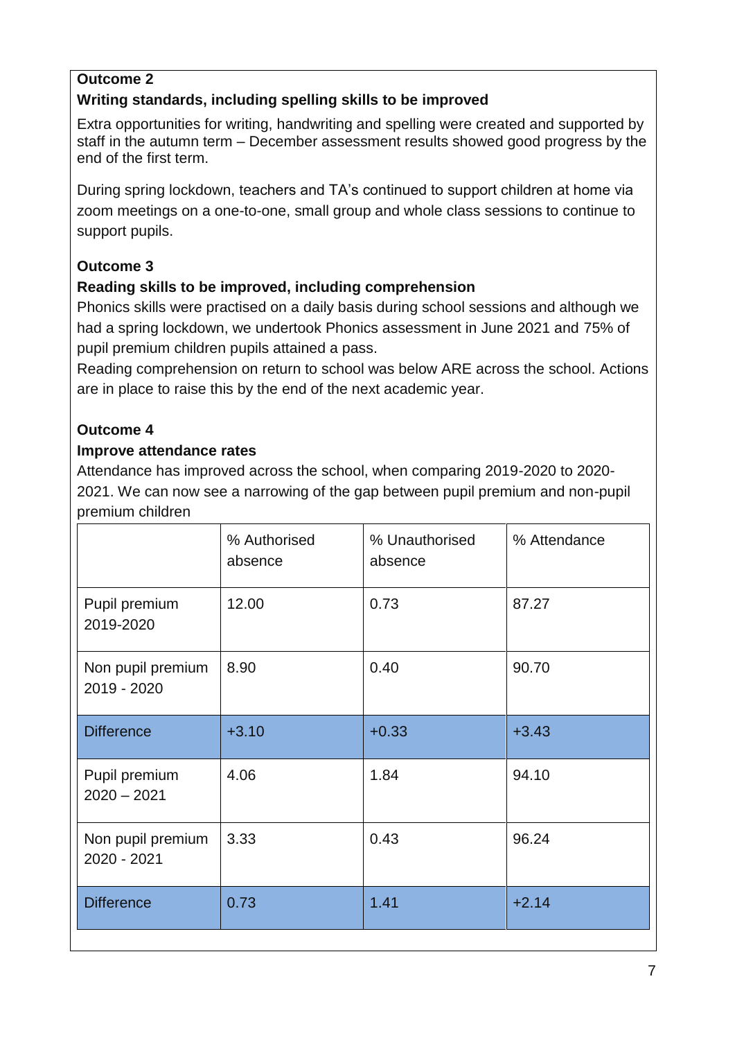**Outcome 2**

**Writing standards, including spelling skills to be improved**

Extra opportunities for writing, handwriting and spelling were created and supported by staff in the autumn term – December assessment results showed good progress by the end of the first term.

During spring lockdown, teachers and TA's continued to support children at home via zoom meetings on a one-to-one, small group and whole class sessions to continue to support pupils.

**Outcome 3**

**Reading skills to be improved, including comprehension**

Phonics skills were practised on a daily basis during school sessions and although we had a spring lockdown, we undertook Phonics assessment in June 2021 and 75% of pupil premium children pupils attained a pass.

Reading comprehension on return to school was below ARE across the school. Actions are in place to raise this by the end of the next academic year.

**Outcome 4**

**Improve attendance rates**

Attendance has improved across the school, when comparing 2019-2020 to 2020-2021. We can now see a narrowing of the gap between pupil premium and non-pupil premium children

| | % Authorised absence | % Unauthorised absence | % Attendance |
|---|---|---|---|
| Pupil premium 2019-2020 | 12.00 | 0.73 | 87.27 |
| Non pupil premium 2019 - 2020 | 8.90 | 0.40 | 90.70 |
| Difference | +3.10 | +0.33 | +3.43 |
| Pupil premium 2020 – 2021 | 4.06 | 1.84 | 94.10 |
| Non pupil premium 2020 - 2021 | 3.33 | 0.43 | 96.24 |
| Difference | 0.73 | 1.41 | +2.14 |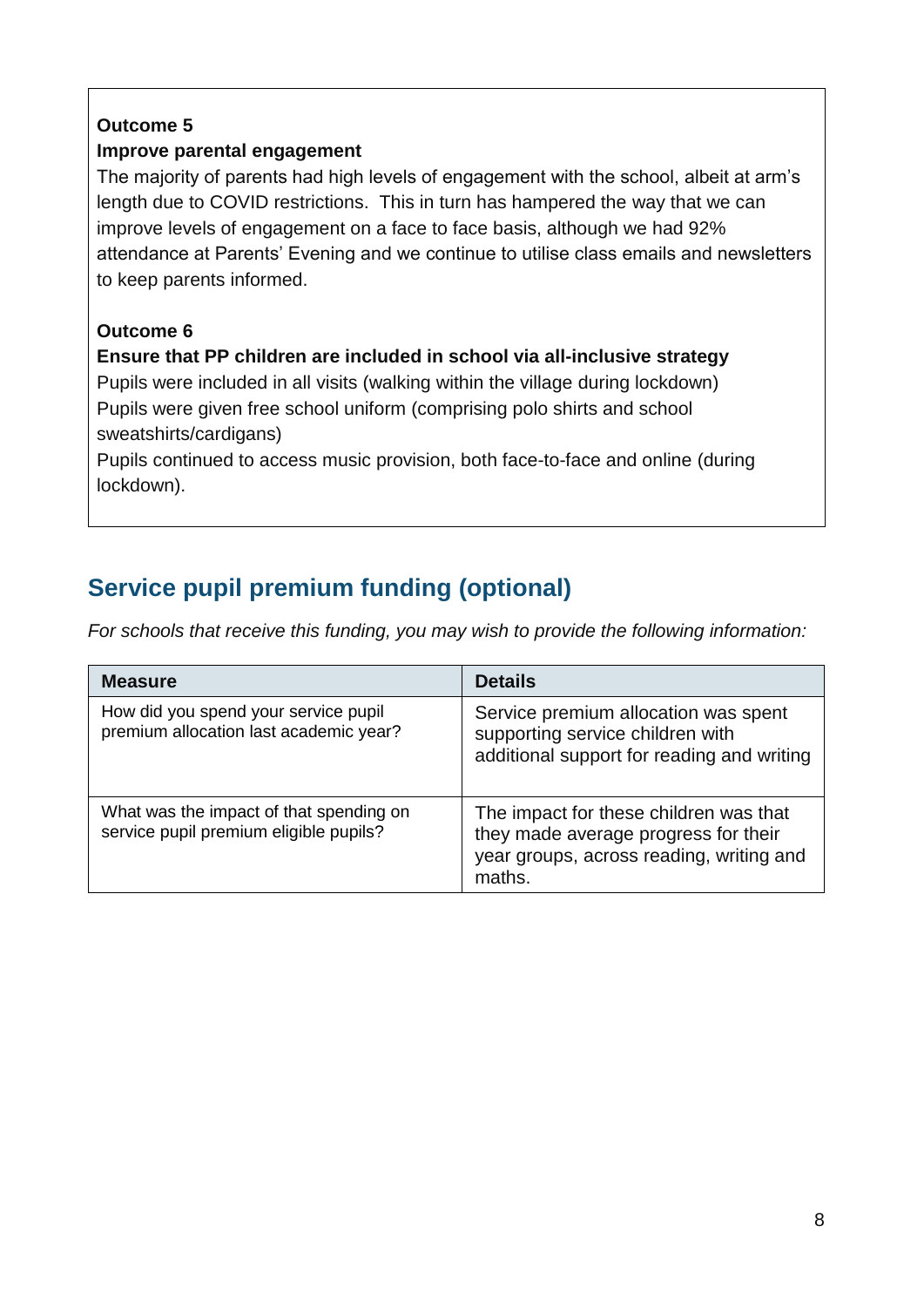**Outcome 5**

**Improve parental engagement**

The majority of parents had high levels of engagement with the school, albeit at arm's length due to COVID restrictions. This in turn has hampered the way that we can improve levels of engagement on a face to face basis, although we had 92% attendance at Parents' Evening and we continue to utilise class emails and newsletters to keep parents informed.

**Outcome 6**

**Ensure that PP children are included in school via all-inclusive strategy**

Pupils were included in all visits (walking within the village during lockdown)
Pupils were given free school uniform (comprising polo shirts and school sweatshirts/cardigans)
Pupils continued to access music provision, both face-to-face and online (during lockdown).

## Service pupil premium funding (optional)

*For schools that receive this funding, you may wish to provide the following information:*

| Measure | Details |
|---|---|
| How did you spend your service pupil premium allocation last academic year? | Service premium allocation was spent supporting service children with additional support for reading and writing |
| What was the impact of that spending on service pupil premium eligible pupils? | The impact for these children was that they made average progress for their year groups, across reading, writing and maths. |